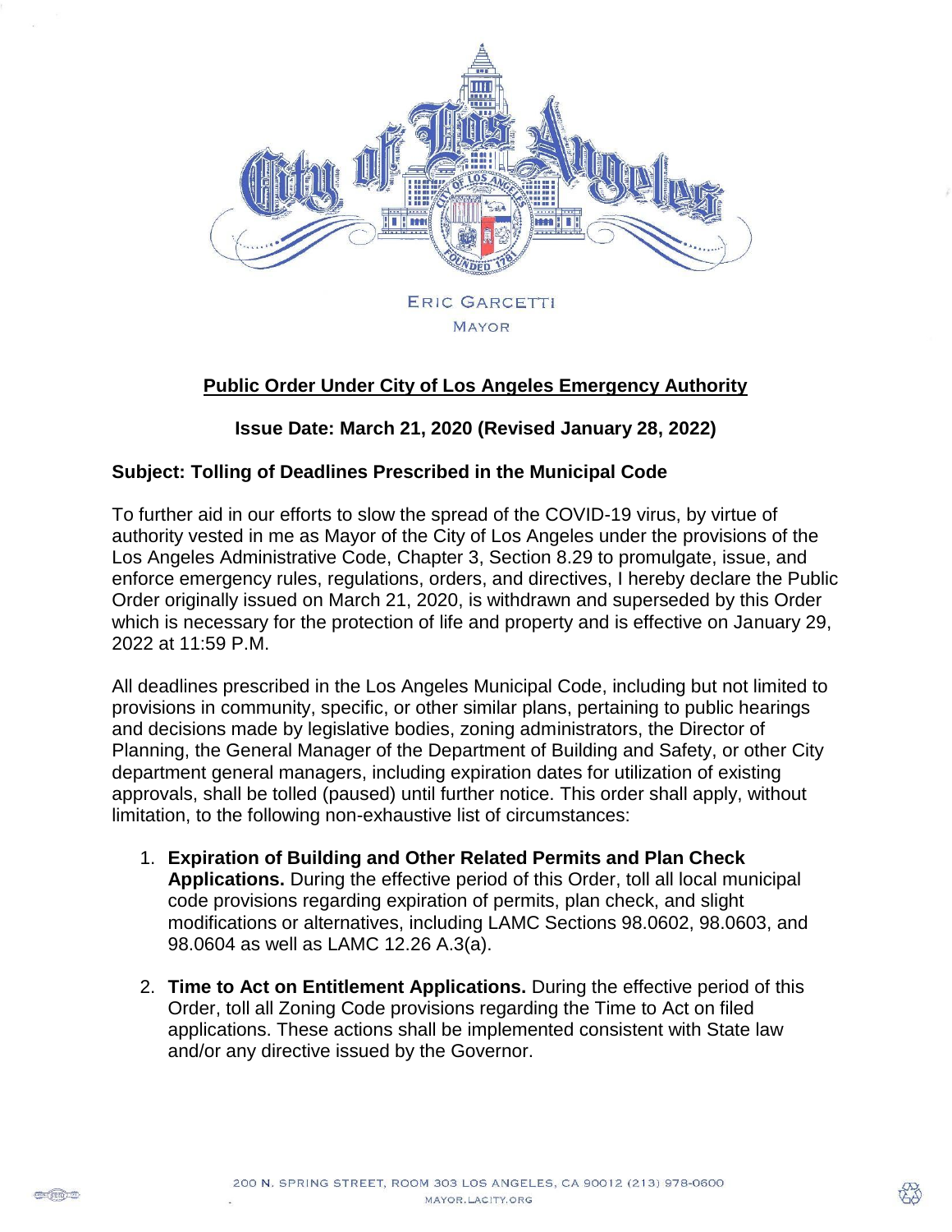ERIC GARCETTI
MAYOR

**Public Order Under City of Los Angeles Emergency Authority**

**Issue Date: March 21, 2020 (Revised January 28, 2022)**

**Subject: Tolling of Deadlines Prescribed in the Municipal Code**

To further aid in our efforts to slow the spread of the COVID-19 virus, by virtue of authority vested in me as Mayor of the City of Los Angeles under the provisions of the Los Angeles Administrative Code, Chapter 3, Section 8.29 to promulgate, issue, and enforce emergency rules, regulations, orders, and directives, I hereby declare the Public Order originally issued on March 21, 2020, is withdrawn and superseded by this Order which is necessary for the protection of life and property and is effective on January 29, 2022 at 11:59 P.M.

All deadlines prescribed in the Los Angeles Municipal Code, including but not limited to provisions in community, specific, or other similar plans, pertaining to public hearings and decisions made by legislative bodies, zoning administrators, the Director of Planning, the General Manager of the Department of Building and Safety, or other City department general managers, including expiration dates for utilization of existing approvals, shall be tolled (paused) until further notice. This order shall apply, without limitation, to the following non-exhaustive list of circumstances:

1. **Expiration of Building and Other Related Permits and Plan Check Applications.** During the effective period of this Order, toll all local municipal code provisions regarding expiration of permits, plan check, and slight modifications or alternatives, including LAMC Sections 98.0602, 98.0603, and 98.0604 as well as LAMC 12.26 A.3(a).

2. **Time to Act on Entitlement Applications.** During the effective period of this Order, toll all Zoning Code provisions regarding the Time to Act on filed applications. These actions shall be implemented consistent with State law and/or any directive issued by the Governor.

200 N. SPRING STREET, ROOM 303 LOS ANGELES, CA 90012 (213) 978-0600
MAYOR.LACITY.ORG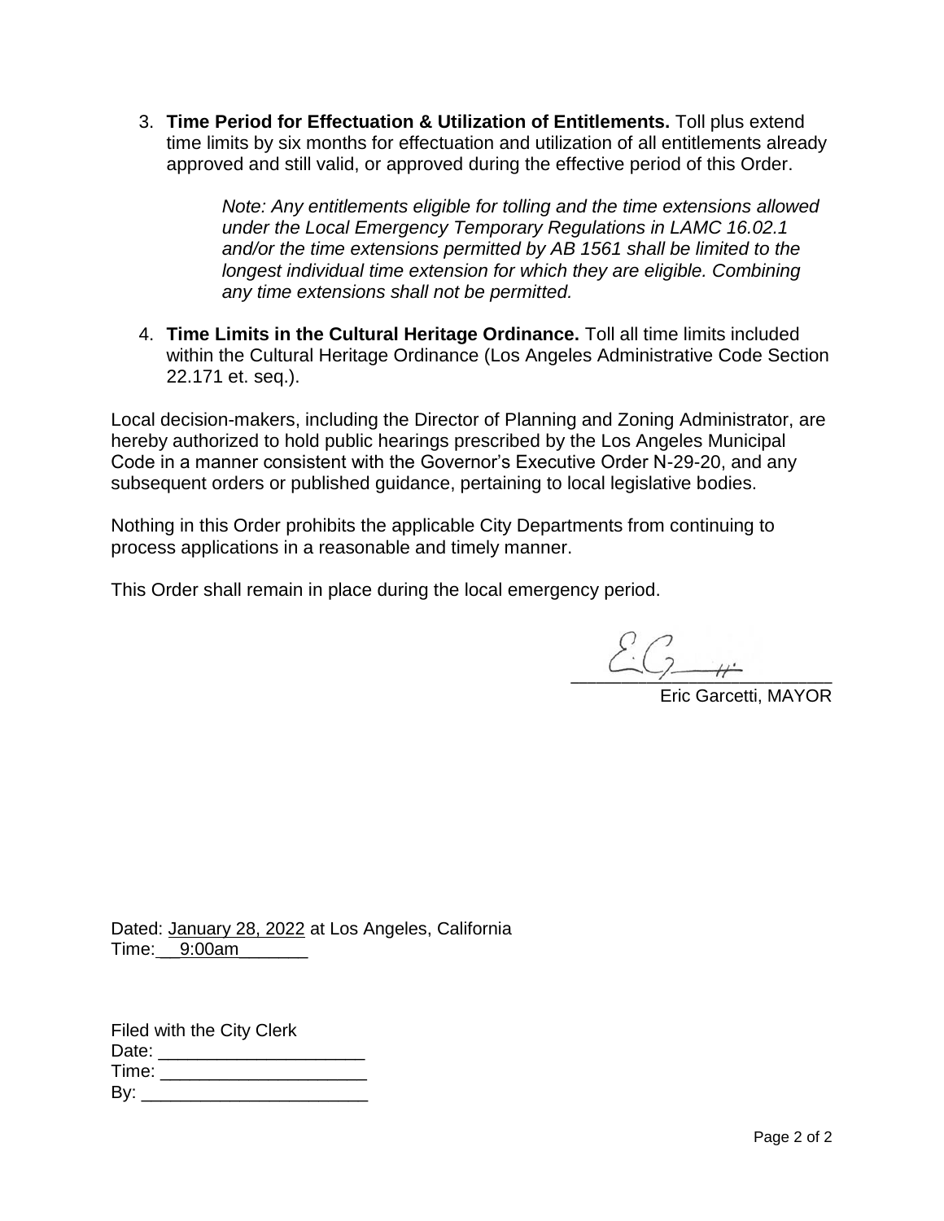3. **Time Period for Effectuation & Utilization of Entitlements.** Toll plus extend time limits by six months for effectuation and utilization of all entitlements already approved and still valid, or approved during the effective period of this Order.

   *Note: Any entitlements eligible for tolling and the time extensions allowed under the Local Emergency Temporary Regulations in LAMC 16.02.1 and/or the time extensions permitted by AB 1561 shall be limited to the longest individual time extension for which they are eligible. Combining any time extensions shall not be permitted.*

4. **Time Limits in the Cultural Heritage Ordinance.** Toll all time limits included within the Cultural Heritage Ordinance (Los Angeles Administrative Code Section 22.171 et. seq.).

Local decision-makers, including the Director of Planning and Zoning Administrator, are hereby authorized to hold public hearings prescribed by the Los Angeles Municipal Code in a manner consistent with the Governor's Executive Order N-29-20, and any subsequent orders or published guidance, pertaining to local legislative bodies.

Nothing in this Order prohibits the applicable City Departments from continuing to process applications in a reasonable and timely manner.

This Order shall remain in place during the local emergency period.

___________________________
Eric Garcetti, MAYOR

Dated: January 28, 2022 at Los Angeles, California
Time: 9:00am

Filed with the City Clerk
Date: ____________________
Time: ____________________
By: ______________________